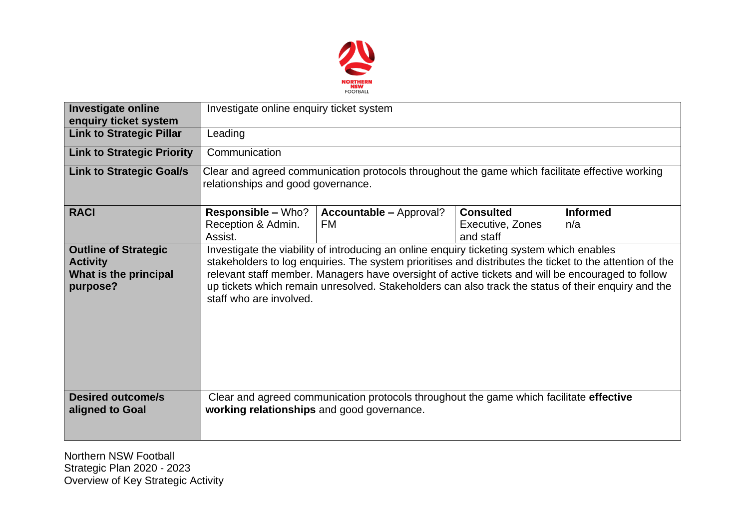| **Investigate online enquiry ticket system** | Investigate online enquiry ticket system | | | |
|---|---|---|---|---|
| **Link to Strategic Pillar** | Leading | | | |
| **Link to Strategic Priority** | Communication | | | |
| **Link to Strategic Goal/s** | Clear and agreed communication protocols throughout the game which facilitate effective working relationships and good governance. | | | |
| **RACI** | **Responsible –** Who? Reception & Admin. Assist. | **Accountable –** Approval? FM | **Consulted** Executive, Zones and staff | **Informed** n/a |
| **Outline of Strategic Activity What is the principal purpose?** | Investigate the viability of introducing an online enquiry ticketing system which enables stakeholders to log enquiries. The system prioritises and distributes the ticket to the attention of the relevant staff member. Managers have oversight of active tickets and will be encouraged to follow up tickets which remain unresolved. Stakeholders can also track the status of their enquiry and the staff who are involved. | | | |
| **Desired outcome/s aligned to Goal** | Clear and agreed communication protocols throughout the game which facilitate **effective working relationships** and good governance. | | | |

Northern NSW Football
Strategic Plan 2020 - 2023
Overview of Key Strategic Activity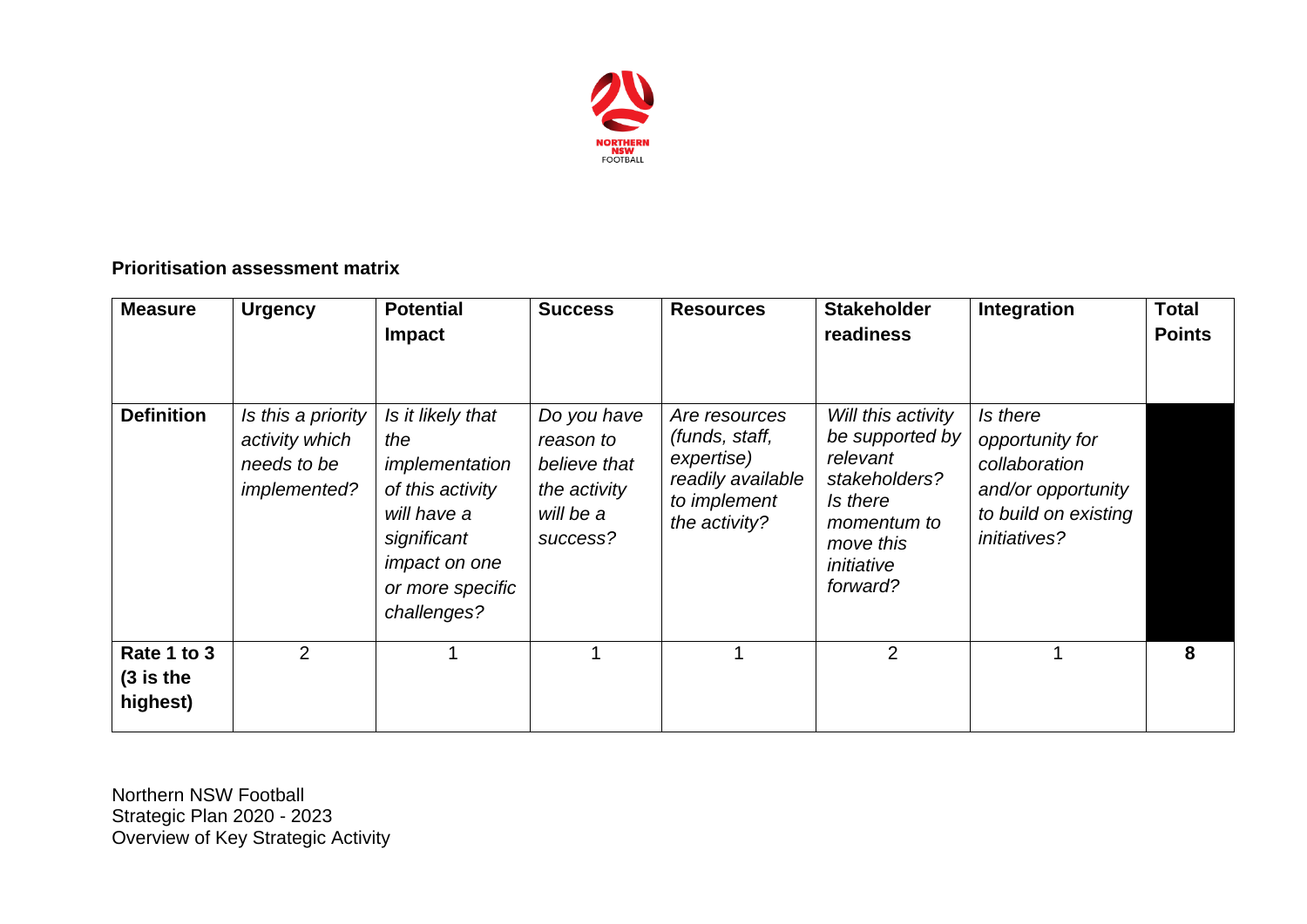**Prioritisation assessment matrix**

| Measure | Urgency | Potential Impact | Success | Resources | Stakeholder readiness | Integration | Total Points |
|---|---|---|---|---|---|---|---|
| **Definition** | *Is this a priority activity which needs to be implemented?* | *Is it likely that the implementation of this activity will have a significant impact on one or more specific challenges?* | *Do you have reason to believe that the activity will be a success?* | *Are resources (funds, staff, expertise) readily available to implement the activity?* | *Will this activity be supported by relevant stakeholders? Is there momentum to move this initiative forward?* | *Is there opportunity for collaboration and/or opportunity to build on existing initiatives?* | |
| **Rate 1 to 3 (3 is the highest)** | 2 | 1 | 1 | 1 | 2 | 1 | **8** |

Northern NSW Football
Strategic Plan 2020 - 2023
Overview of Key Strategic Activity